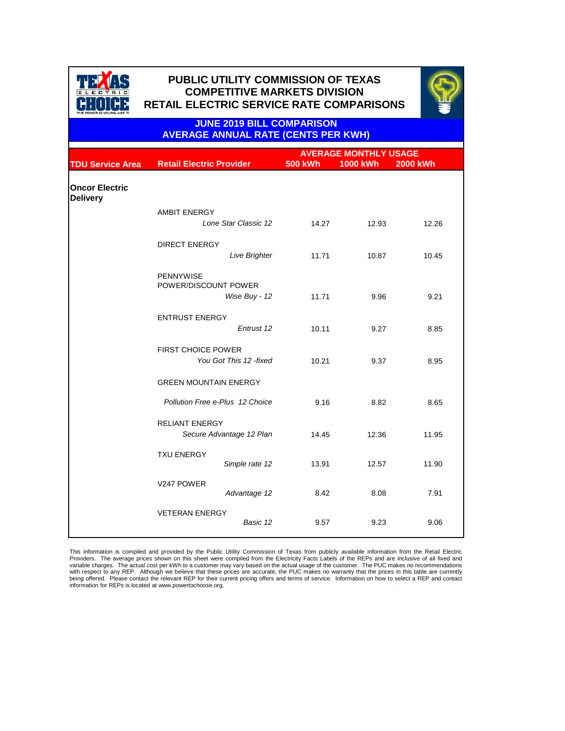# PUBLIC UTILITY COMMISSION OF TEXAS
## COMPETITIVE MARKETS DIVISION
## RETAIL ELECTRIC SERVICE RATE COMPARISONS

### JUNE 2019 BILL COMPARISON
### AVERAGE ANNUAL RATE (CENTS PER KWH)

| TDU Service Area | Retail Electric Provider | AVERAGE MONTHLY USAGE 500 kWh | 1000 kWh | 2000 kWh |
|---|---|---|---|---|
| **Oncor Electric Delivery** | | | | |
| | AMBIT ENERGY *Lone Star Classic 12* | 14.27 | 12.93 | 12.26 |
| | DIRECT ENERGY *Live Brighter* | 11.71 | 10.87 | 10.45 |
| | PENNYWISE POWER/DISCOUNT POWER *Wise Buy - 12* | 11.71 | 9.96 | 9.21 |
| | ENTRUST ENERGY *Entrust 12* | 10.11 | 9.27 | 8.85 |
| | FIRST CHOICE POWER *You Got This 12 -fixed* | 10.21 | 9.37 | 8.95 |
| | GREEN MOUNTAIN ENERGY *Pollution Free e-Plus 12 Choice* | 9.16 | 8.82 | 8.65 |
| | RELIANT ENERGY *Secure Advantage 12 Plan* | 14.45 | 12.36 | 11.95 |
| | TXU ENERGY *Simple rate 12* | 13.91 | 12.57 | 11.90 |
| | V247 POWER *Advantage 12* | 8.42 | 8.08 | 7.91 |
| | VETERAN ENERGY *Basic 12* | 9.57 | 9.23 | 9.06 |

This information is compiled and provided by the Public Utility Commission of Texas from publicly available information from the Retail Electric Providers. The average prices shown on this sheet were compiled from the Electricity Facts Labels of the REPs and are inclusive of all fixed and variable charges. The actual cost per kWh to a customer may vary based on the actual usage of the customer. The PUC makes no recommendations with respect to any REP. Although we believe that these prices are accurate, the PUC makes no warranty that the prices in this table are currently being offered. Please contact the relevant REP for their current pricing offers and terms of service. Information on how to select a REP and contact information for REPs is located at www.powertochoose.org.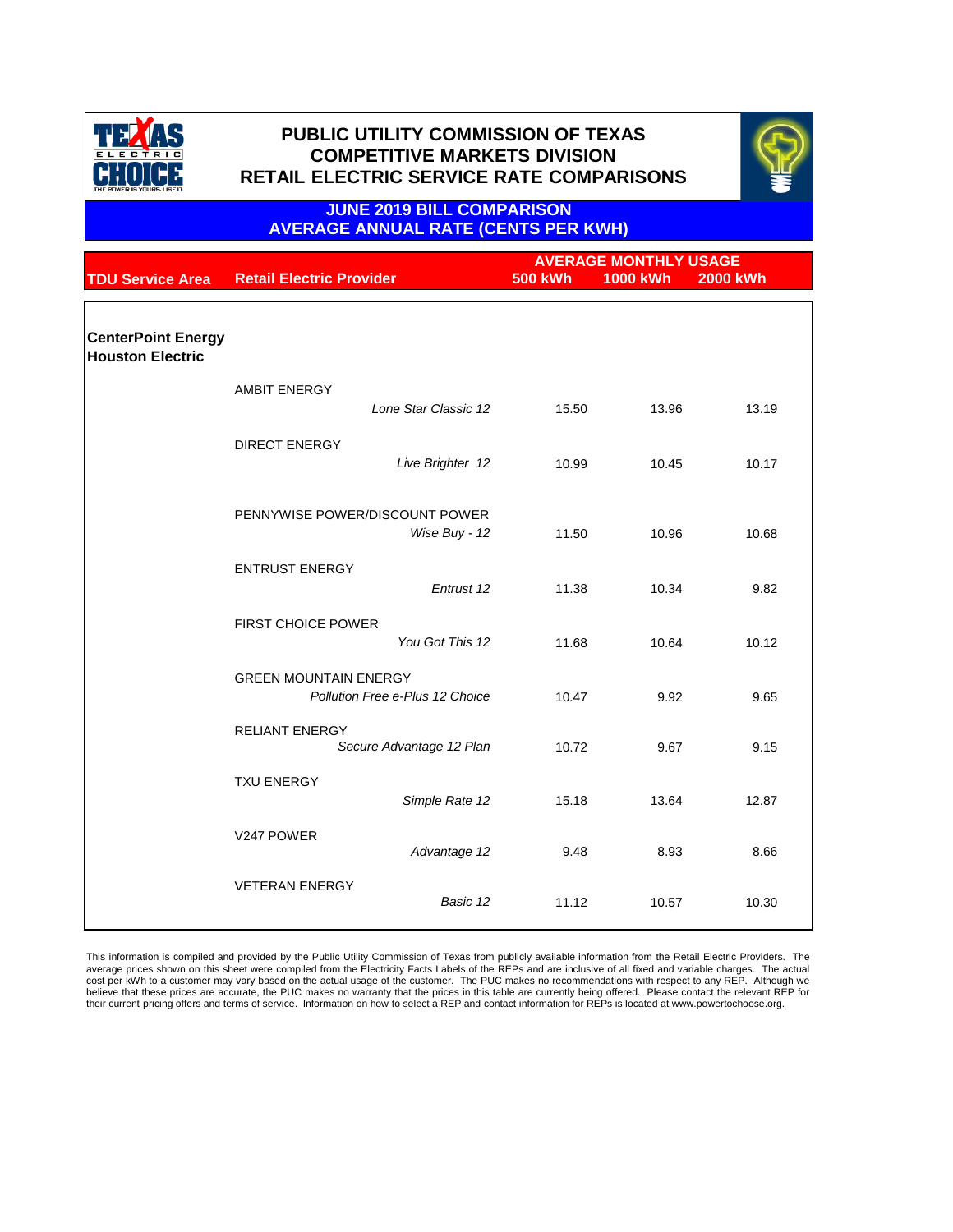# PUBLIC UTILITY COMMISSION OF TEXAS
# COMPETITIVE MARKETS DIVISION
# RETAIL ELECTRIC SERVICE RATE COMPARISONS

## JUNE 2019 BILL COMPARISON
## AVERAGE ANNUAL RATE (CENTS PER KWH)

| TDU Service Area | Retail Electric Provider | | AVERAGE MONTHLY USAGE 500 kWh | 1000 kWh | 2000 kWh |
|---|---|---|---|---|---|
| **CenterPoint Energy Houston Electric** | | | | | |
| | AMBIT ENERGY | *Lone Star Classic 12* | 15.50 | 13.96 | 13.19 |
| | DIRECT ENERGY | *Live Brighter 12* | 10.99 | 10.45 | 10.17 |
| | PENNYWISE POWER/DISCOUNT POWER | *Wise Buy - 12* | 11.50 | 10.96 | 10.68 |
| | ENTRUST ENERGY | *Entrust 12* | 11.38 | 10.34 | 9.82 |
| | FIRST CHOICE POWER | *You Got This 12* | 11.68 | 10.64 | 10.12 |
| | GREEN MOUNTAIN ENERGY | *Pollution Free e-Plus 12 Choice* | 10.47 | 9.92 | 9.65 |
| | RELIANT ENERGY | *Secure Advantage 12 Plan* | 10.72 | 9.67 | 9.15 |
| | TXU ENERGY | *Simple Rate 12* | 15.18 | 13.64 | 12.87 |
| | V247 POWER | *Advantage 12* | 9.48 | 8.93 | 8.66 |
| | VETERAN ENERGY | *Basic 12* | 11.12 | 10.57 | 10.30 |

This information is compiled and provided by the Public Utility Commission of Texas from publicly available information from the Retail Electric Providers. The average prices shown on this sheet were compiled from the Electricity Facts Labels of the REPs and are inclusive of all fixed and variable charges. The actual cost per kWh to a customer may vary based on the actual usage of the customer. The PUC makes no recommendations with respect to any REP. Although we believe that these prices are accurate, the PUC makes no warranty that the prices in this table are currently being offered. Please contact the relevant REP for their current pricing offers and terms of service. Information on how to select a REP and contact information for REPs is located at www.powertochoose.org.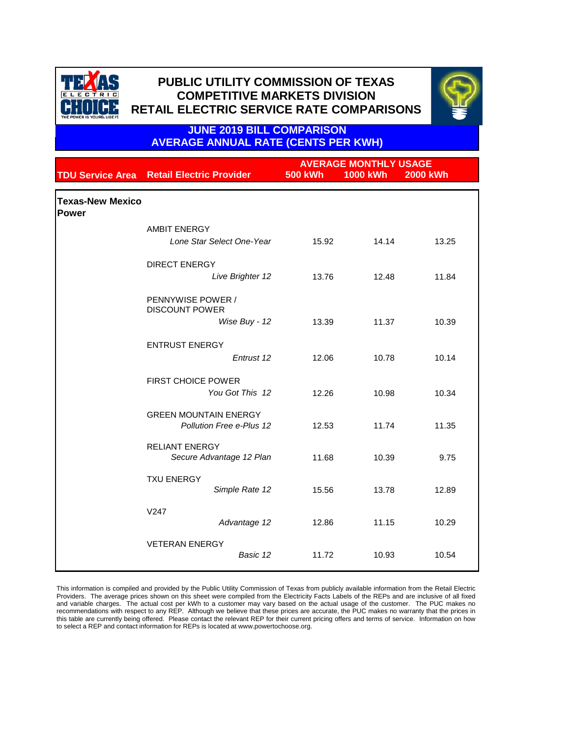# PUBLIC UTILITY COMMISSION OF TEXAS
## COMPETITIVE MARKETS DIVISION
## RETAIL ELECTRIC SERVICE RATE COMPARISONS

### JUNE 2019 BILL COMPARISON
### AVERAGE ANNUAL RATE (CENTS PER KWH)

| TDU Service Area | Retail Electric Provider | AVERAGE MONTHLY USAGE 500 kWh | 1000 kWh | 2000 kWh |
|---|---|---|---|---|
| **Texas-New Mexico Power** | | | | |
| | AMBIT ENERGY | | | |
| | *Lone Star Select One-Year* | 15.92 | 14.14 | 13.25 |
| | DIRECT ENERGY | | | |
| | *Live Brighter 12* | 13.76 | 12.48 | 11.84 |
| | PENNYWISE POWER / DISCOUNT POWER | | | |
| | *Wise Buy - 12* | 13.39 | 11.37 | 10.39 |
| | ENTRUST ENERGY | | | |
| | *Entrust 12* | 12.06 | 10.78 | 10.14 |
| | FIRST CHOICE POWER | | | |
| | *You Got This 12* | 12.26 | 10.98 | 10.34 |
| | GREEN MOUNTAIN ENERGY | | | |
| | *Pollution Free e-Plus 12* | 12.53 | 11.74 | 11.35 |
| | RELIANT ENERGY | | | |
| | *Secure Advantage 12 Plan* | 11.68 | 10.39 | 9.75 |
| | TXU ENERGY | | | |
| | *Simple Rate 12* | 15.56 | 13.78 | 12.89 |
| | V247 | | | |
| | *Advantage 12* | 12.86 | 11.15 | 10.29 |
| | VETERAN ENERGY | | | |
| | *Basic 12* | 11.72 | 10.93 | 10.54 |

This information is compiled and provided by the Public Utility Commission of Texas from publicly available information from the Retail Electric Providers. The average prices shown on this sheet were compiled from the Electricity Facts Labels of the REPs and are inclusive of all fixed and variable charges. The actual cost per kWh to a customer may vary based on the actual usage of the customer. The PUC makes no recommendations with respect to any REP. Although we believe that these prices are accurate, the PUC makes no warranty that the prices in this table are currently being offered. Please contact the relevant REP for their current pricing offers and terms of service. Information on how to select a REP and contact information for REPs is located at www.powertochoose.org.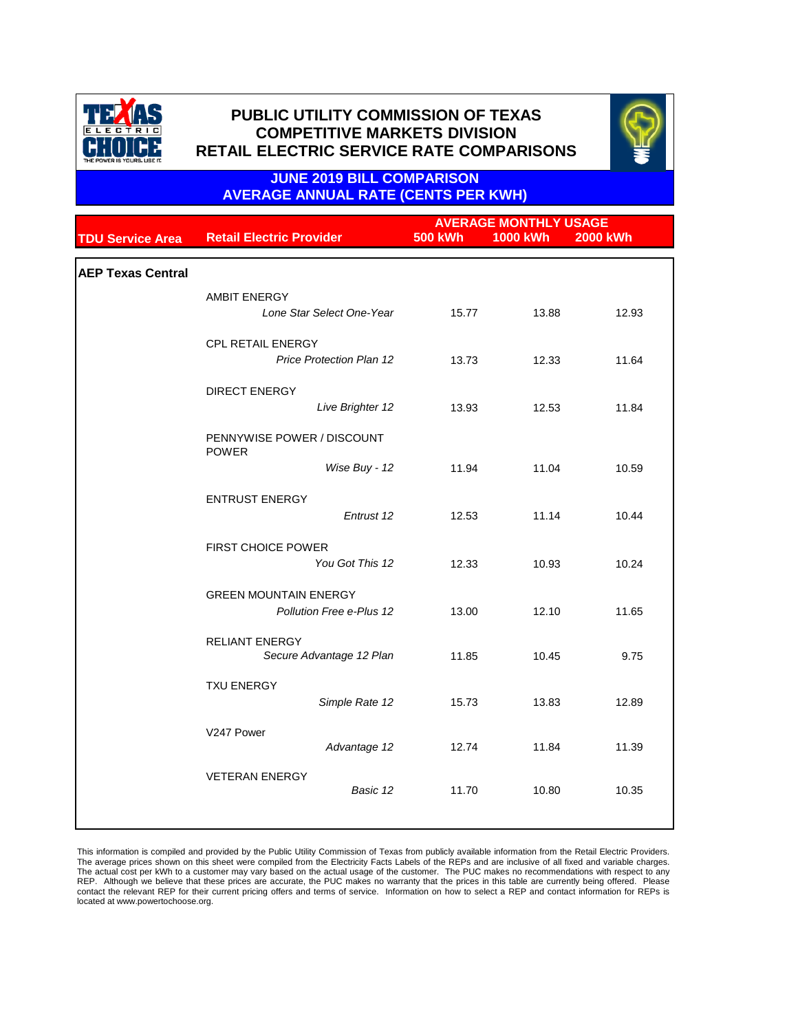# PUBLIC UTILITY COMMISSION OF TEXAS
# COMPETITIVE MARKETS DIVISION
# RETAIL ELECTRIC SERVICE RATE COMPARISONS

## JUNE 2019 BILL COMPARISON
## AVERAGE ANNUAL RATE (CENTS PER KWH)

| TDU Service Area | Retail Electric Provider | AVERAGE MONTHLY USAGE 500 kWh | 1000 kWh | 2000 kWh |
|---|---|---|---|---|
| **AEP Texas Central** | | | | |
| | AMBIT ENERGY | | | |
| | *Lone Star Select One-Year* | 15.77 | 13.88 | 12.93 |
| | CPL RETAIL ENERGY | | | |
| | *Price Protection Plan 12* | 13.73 | 12.33 | 11.64 |
| | DIRECT ENERGY | | | |
| | *Live Brighter 12* | 13.93 | 12.53 | 11.84 |
| | PENNYWISE POWER / DISCOUNT POWER | | | |
| | *Wise Buy - 12* | 11.94 | 11.04 | 10.59 |
| | ENTRUST ENERGY | | | |
| | *Entrust 12* | 12.53 | 11.14 | 10.44 |
| | FIRST CHOICE POWER | | | |
| | *You Got This 12* | 12.33 | 10.93 | 10.24 |
| | GREEN MOUNTAIN ENERGY | | | |
| | *Pollution Free e-Plus 12* | 13.00 | 12.10 | 11.65 |
| | RELIANT ENERGY | | | |
| | *Secure Advantage 12 Plan* | 11.85 | 10.45 | 9.75 |
| | TXU ENERGY | | | |
| | *Simple Rate 12* | 15.73 | 13.83 | 12.89 |
| | V247 Power | | | |
| | *Advantage 12* | 12.74 | 11.84 | 11.39 |
| | VETERAN ENERGY | | | |
| | *Basic 12* | 11.70 | 10.80 | 10.35 |

This information is compiled and provided by the Public Utility Commission of Texas from publicly available information from the Retail Electric Providers. The average prices shown on this sheet were compiled from the Electricity Facts Labels of the REPs and are inclusive of all fixed and variable charges. The actual cost per kWh to a customer may vary based on the actual usage of the customer. The PUC makes no recommendations with respect to any REP. Although we believe that these prices are accurate, the PUC makes no warranty that the prices in this table are currently being offered. Please contact the relevant REP for their current pricing offers and terms of service. Information on how to select a REP and contact information for REPs is located at www.powertochoose.org.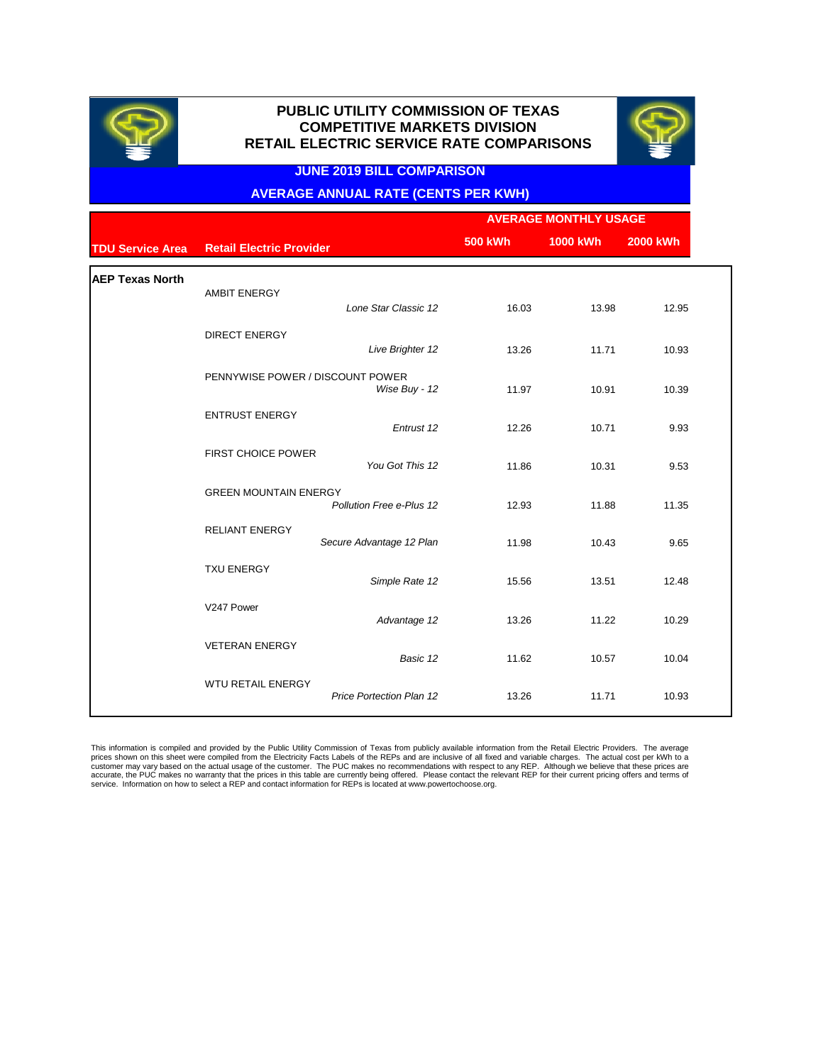# PUBLIC UTILITY COMMISSION OF TEXAS
## COMPETITIVE MARKETS DIVISION
## RETAIL ELECTRIC SERVICE RATE COMPARISONS

### JUNE 2019 BILL COMPARISON
### AVERAGE ANNUAL RATE (CENTS PER KWH)

| TDU Service Area | Retail Electric Provider | | AVERAGE MONTHLY USAGE | | |
|---|---|---|---|---|---|
| | | | 500 kWh | 1000 kWh | 2000 kWh |
| **AEP Texas North** | | | | | |
| | AMBIT ENERGY | *Lone Star Classic 12* | 16.03 | 13.98 | 12.95 |
| | DIRECT ENERGY | *Live Brighter 12* | 13.26 | 11.71 | 10.93 |
| | PENNYWISE POWER / DISCOUNT POWER | *Wise Buy - 12* | 11.97 | 10.91 | 10.39 |
| | ENTRUST ENERGY | *Entrust 12* | 12.26 | 10.71 | 9.93 |
| | FIRST CHOICE POWER | *You Got This 12* | 11.86 | 10.31 | 9.53 |
| | GREEN MOUNTAIN ENERGY | *Pollution Free e-Plus 12* | 12.93 | 11.88 | 11.35 |
| | RELIANT ENERGY | *Secure Advantage 12 Plan* | 11.98 | 10.43 | 9.65 |
| | TXU ENERGY | *Simple Rate 12* | 15.56 | 13.51 | 12.48 |
| | V247 Power | *Advantage 12* | 13.26 | 11.22 | 10.29 |
| | VETERAN ENERGY | *Basic 12* | 11.62 | 10.57 | 10.04 |
| | WTU RETAIL ENERGY | *Price Portection Plan 12* | 13.26 | 11.71 | 10.93 |

This information is compiled and provided by the Public Utility Commission of Texas from publicly available information from the Retail Electric Providers. The average prices shown on this sheet were compiled from the Electricity Facts Labels of the REPs and are inclusive of all fixed and variable charges. The actual cost per kWh to a customer may vary based on the actual usage of the customer. The PUC makes no recommendations with respect to any REP. Although we believe that these prices are accurate, the PUC makes no warranty that the prices in this table are currently being offered. Please contact the relevant REP for their current pricing offers and terms of service. Information on how to select a REP and contact information for REPs is located at www.powertochoose.org.